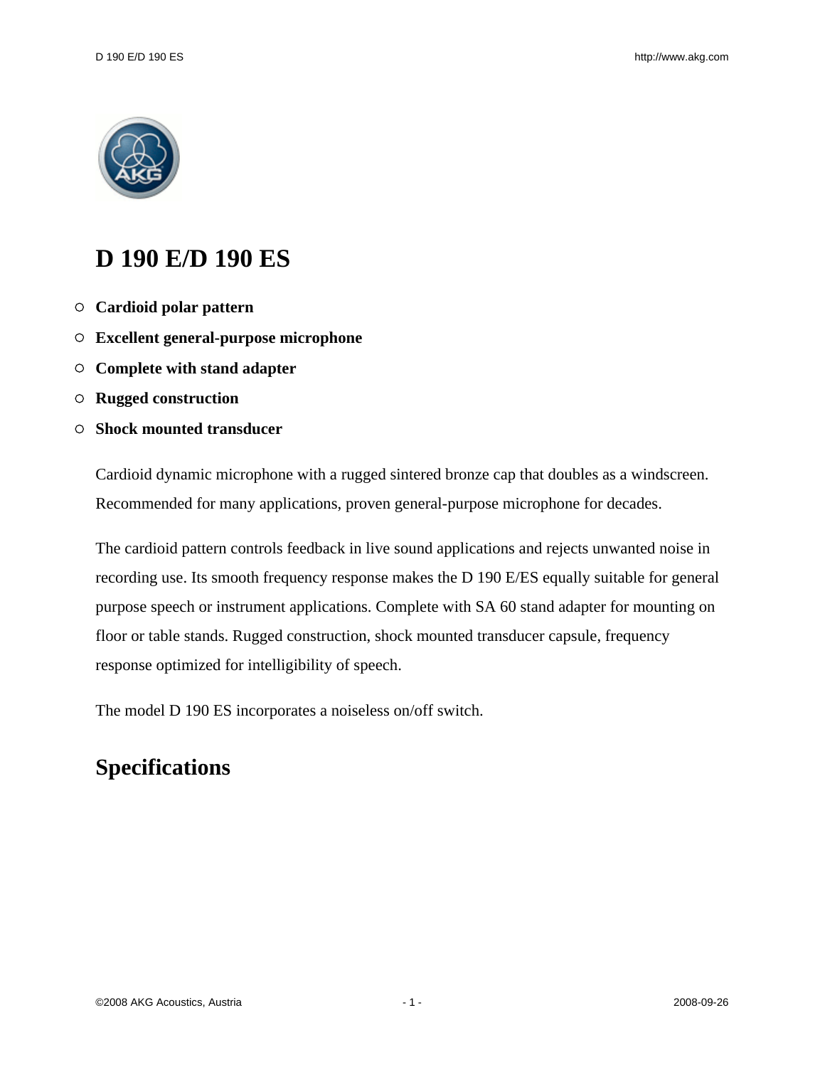# D 190 E/D 190 ES

- **Cardioid polar pattern**
- **Excellent general-purpose microphone**
- **Complete with stand adapter**
- **Rugged construction**
- **Shock mounted transducer**

Cardioid dynamic microphone with a rugged sintered bronze cap that doubles as a windscreen. Recommended for many applications, proven general-purpose microphone for decades.

The cardioid pattern controls feedback in live sound applications and rejects unwanted noise in recording use. Its smooth frequency response makes the D 190 E/ES equally suitable for general purpose speech or instrument applications. Complete with SA 60 stand adapter for mounting on floor or table stands. Rugged construction, shock mounted transducer capsule, frequency response optimized for intelligibility of speech.

The model D 190 ES incorporates a noiseless on/off switch.

## Specifications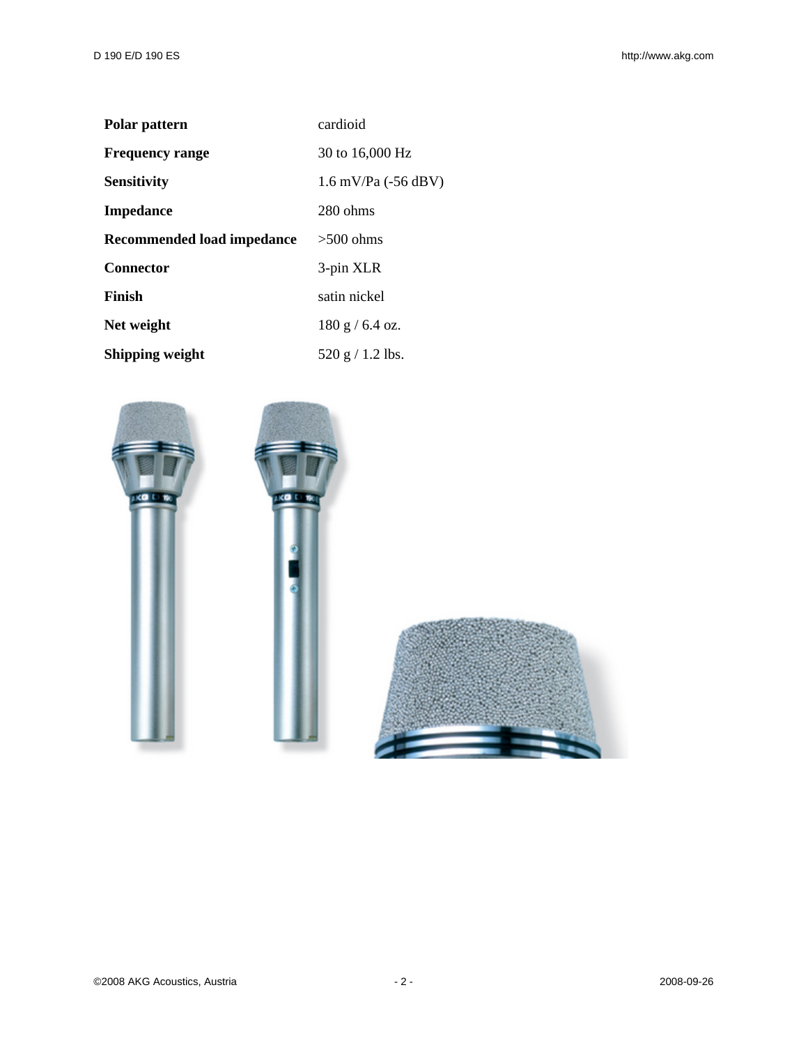| | |
|---|---|
| **Polar pattern** | cardioid |
| **Frequency range** | 30 to 16,000 Hz |
| **Sensitivity** | 1.6 mV/Pa (-56 dBV) |
| **Impedance** | 280 ohms |
| **Recommended load impedance** | >500 ohms |
| **Connector** | 3-pin XLR |
| **Finish** | satin nickel |
| **Net weight** | 180 g / 6.4 oz. |
| **Shipping weight** | 520 g / 1.2 lbs. |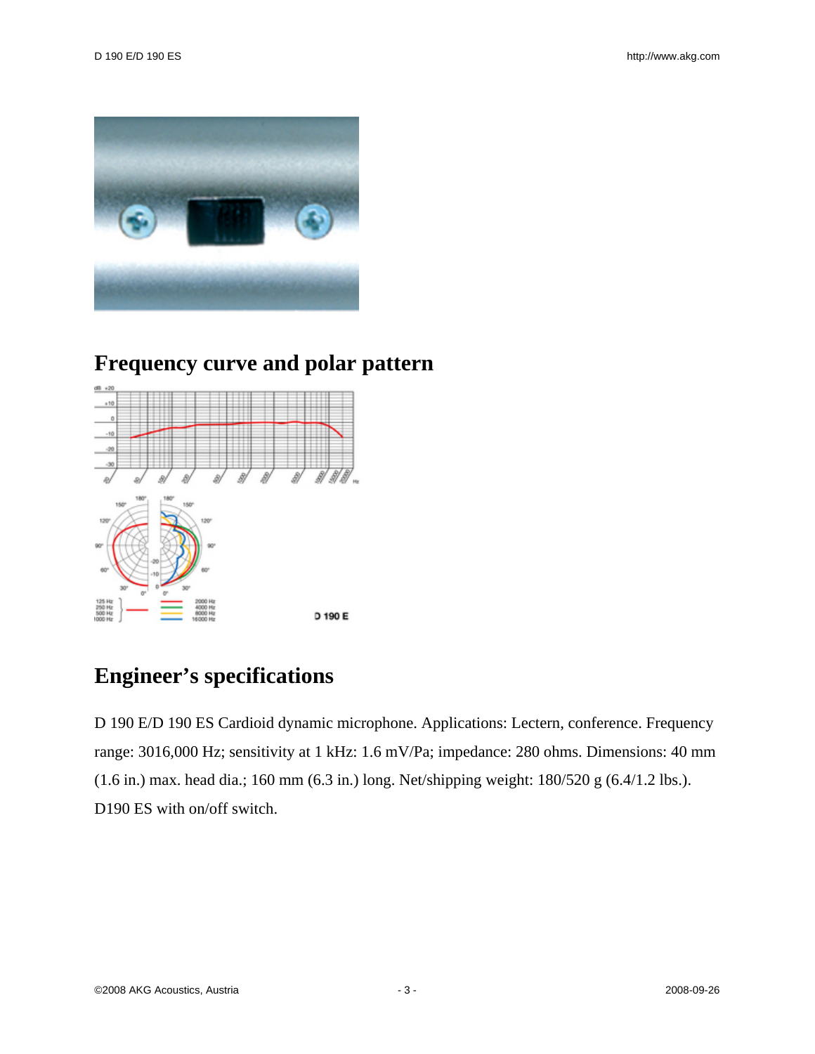## Frequency curve and polar pattern

dB +20
+10
0
-10
-20
-30

20 50 100 200 500 1000 2000 5000 10000 15000 20000 Hz

180° 150° 120° 90° 60° 30° 0°
-20 -10 0

125 Hz
250 Hz
500 Hz
1000 Hz

2000 Hz
4000 Hz
8000 Hz
16000 Hz

D 190 E

## Engineer's specifications

D 190 E/D 190 ES Cardioid dynamic microphone. Applications: Lectern, conference. Frequency range: 3016,000 Hz; sensitivity at 1 kHz: 1.6 mV/Pa; impedance: 280 ohms. Dimensions: 40 mm (1.6 in.) max. head dia.; 160 mm (6.3 in.) long. Net/shipping weight: 180/520 g (6.4/1.2 lbs.). D190 ES with on/off switch.